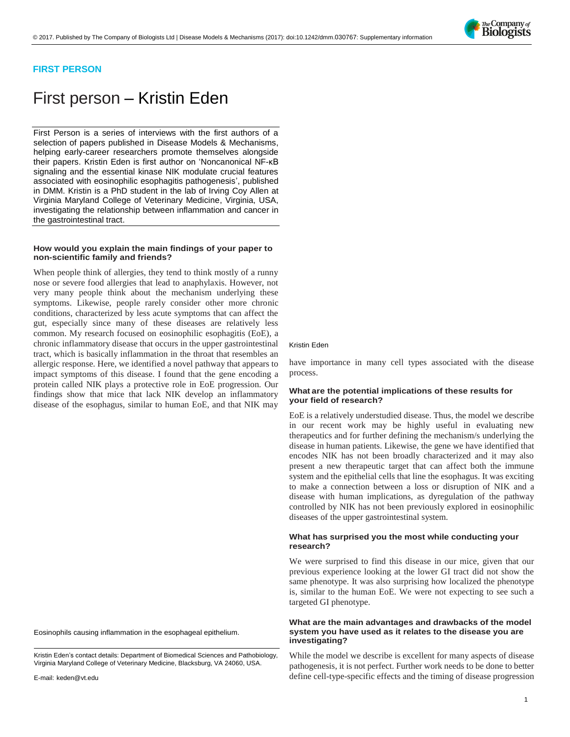**FIRST PERSON**

# First person – Kristin Eden

First Person is a series of interviews with the first authors of a selection of papers published in Disease Models & Mechanisms, helping early-career researchers promote themselves alongside their papers. Kristin Eden is first author on 'Noncanonical NF-κB signaling and the essential kinase NIK modulate crucial features associated with eosinophilic esophagitis pathogenesis', published in DMM. Kristin is a PhD student in the lab of Irving Coy Allen at Virginia Maryland College of Veterinary Medicine, Virginia, USA, investigating the relationship between inflammation and cancer in the gastrointestinal tract.

### How would you explain the main findings of your paper to non-scientific family and friends?

When people think of allergies, they tend to think mostly of a runny nose or severe food allergies that lead to anaphylaxis. However, not very many people think about the mechanism underlying these symptoms. Likewise, people rarely consider other more chronic conditions, characterized by less acute symptoms that can affect the gut, especially since many of these diseases are relatively less common. My research focused on eosinophilic esophagitis (EoE), a chronic inflammatory disease that occurs in the upper gastrointestinal tract, which is basically inflammation in the throat that resembles an allergic response. Here, we identified a novel pathway that appears to impact symptoms of this disease. I found that the gene encoding a protein called NIK plays a protective role in EoE progression. Our findings show that mice that lack NIK develop an inflammatory disease of the esophagus, similar to human EoE, and that NIK may have importance in many cell types associated with the disease process.

Kristin Eden

### What are the potential implications of these results for your field of research?

EoE is a relatively understudied disease. Thus, the model we describe in our recent work may be highly useful in evaluating new therapeutics and for further defining the mechanism/s underlying the disease in human patients. Likewise, the gene we have identified that encodes NIK has not been broadly characterized and it may also present a new therapeutic target that can affect both the immune system and the epithelial cells that line the esophagus. It was exciting to make a connection between a loss or disruption of NIK and a disease with human implications, as dyregulation of the pathway controlled by NIK has not been previously explored in eosinophilic diseases of the upper gastrointestinal system.

### What has surprised you the most while conducting your research?

We were surprised to find this disease in our mice, given that our previous experience looking at the lower GI tract did not show the same phenotype. It was also surprising how localized the phenotype is, similar to the human EoE. We were not expecting to see such a targeted GI phenotype.

### What are the main advantages and drawbacks of the model system you have used as it relates to the disease you are investigating?

While the model we describe is excellent for many aspects of disease pathogenesis, it is not perfect. Further work needs to be done to better define cell-type-specific effects and the timing of disease progression

Eosinophils causing inflammation in the esophageal epithelium.

Kristin Eden's contact details: Department of Biomedical Sciences and Pathobiology, Virginia Maryland College of Veterinary Medicine, Blacksburg, VA 24060, USA.

E-mail: keden@vt.edu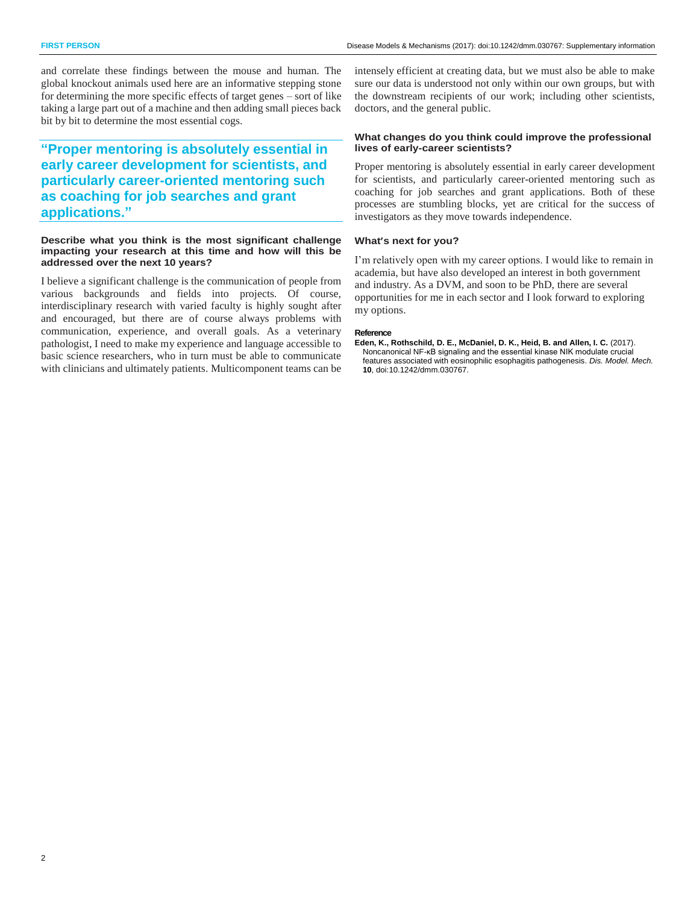and correlate these findings between the mouse and human. The global knockout animals used here are an informative stepping stone for determining the more specific effects of target genes – sort of like taking a large part out of a machine and then adding small pieces back bit by bit to determine the most essential cogs.

> **"Proper mentoring is absolutely essential in early career development for scientists, and particularly career-oriented mentoring such as coaching for job searches and grant applications."**

### Describe what you think is the most significant challenge impacting your research at this time and how will this be addressed over the next 10 years?

I believe a significant challenge is the communication of people from various backgrounds and fields into projects. Of course, interdisciplinary research with varied faculty is highly sought after and encouraged, but there are of course always problems with communication, experience, and overall goals. As a veterinary pathologist, I need to make my experience and language accessible to basic science researchers, who in turn must be able to communicate with clinicians and ultimately patients. Multicomponent teams can be intensely efficient at creating data, but we must also be able to make sure our data is understood not only within our own groups, but with the downstream recipients of our work; including other scientists, doctors, and the general public.

### What changes do you think could improve the professional lives of early-career scientists?

Proper mentoring is absolutely essential in early career development for scientists, and particularly career-oriented mentoring such as coaching for job searches and grant applications. Both of these processes are stumbling blocks, yet are critical for the success of investigators as they move towards independence.

### What's next for you?

I'm relatively open with my career options. I would like to remain in academia, but have also developed an interest in both government and industry. As a DVM, and soon to be PhD, there are several opportunities for me in each sector and I look forward to exploring my options.

#### Reference

**Eden, K., Rothschild, D. E., McDaniel, D. K., Heid, B. and Allen, I. C.** (2017). Noncanonical NF-κB signaling and the essential kinase NIK modulate crucial features associated with eosinophilic esophagitis pathogenesis. *Dis. Model. Mech.* **10**, doi:10.1242/dmm.030767.